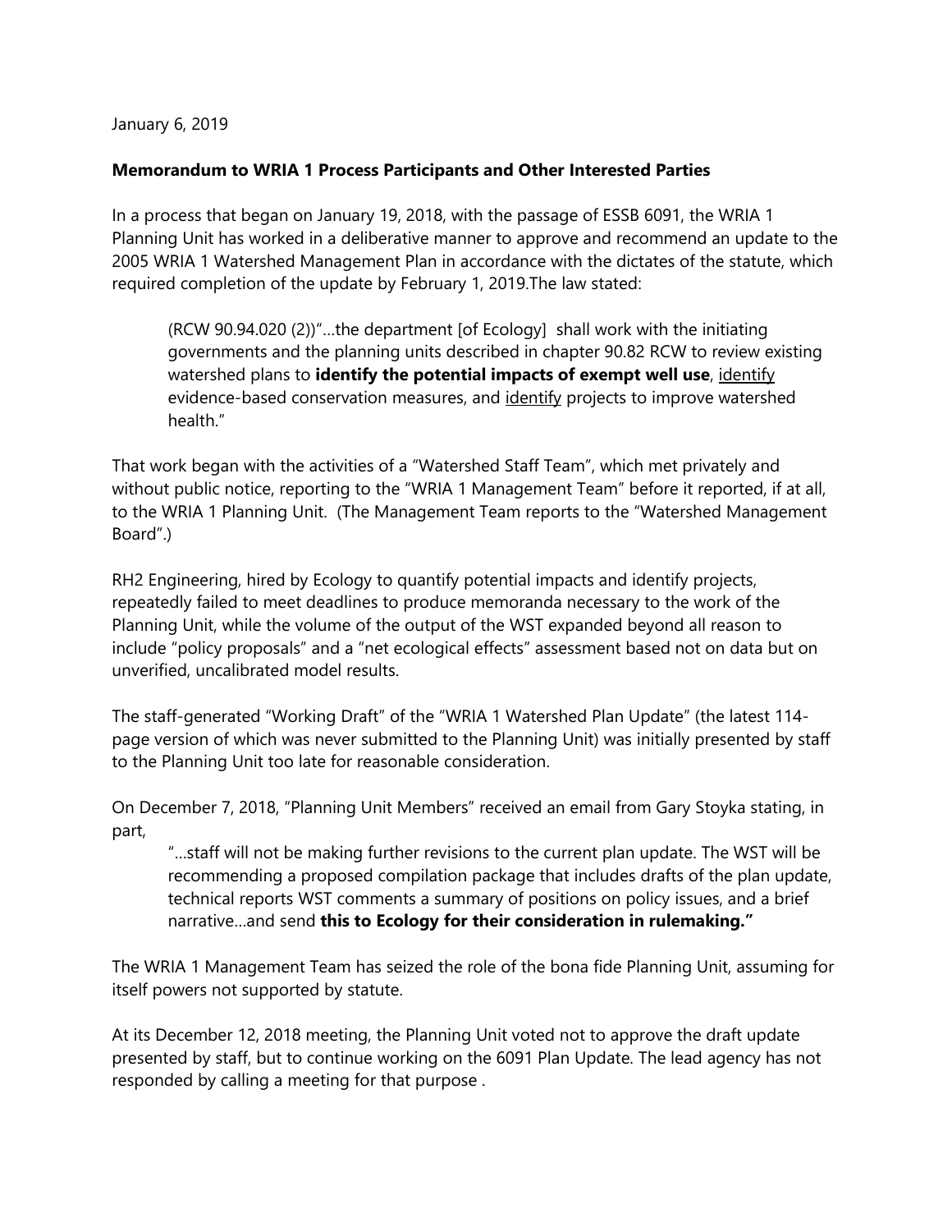January 6, 2019

**Memorandum to WRIA 1 Process Participants and Other Interested Parties**

In a process that began on January 19, 2018, with the passage of ESSB 6091, the WRIA 1 Planning Unit has worked in a deliberative manner to approve and recommend an update to the 2005 WRIA 1 Watershed Management Plan in accordance with the dictates of the statute, which required completion of the update by February 1, 2019.The law stated:

> (RCW 90.94.020 (2))"…the department [of Ecology] shall work with the initiating governments and the planning units described in chapter 90.82 RCW to review existing watershed plans to **identify the potential impacts of exempt well use**, <u>identify</u> evidence-based conservation measures, and <u>identify</u> projects to improve watershed health."

That work began with the activities of a "Watershed Staff Team", which met privately and without public notice, reporting to the "WRIA 1 Management Team" before it reported, if at all, to the WRIA 1 Planning Unit. (The Management Team reports to the "Watershed Management Board".)

RH2 Engineering, hired by Ecology to quantify potential impacts and identify projects, repeatedly failed to meet deadlines to produce memoranda necessary to the work of the Planning Unit, while the volume of the output of the WST expanded beyond all reason to include "policy proposals" and a "net ecological effects" assessment based not on data but on unverified, uncalibrated model results.

The staff-generated "Working Draft" of the "WRIA 1 Watershed Plan Update" (the latest 114-page version of which was never submitted to the Planning Unit) was initially presented by staff to the Planning Unit too late for reasonable consideration.

On December 7, 2018, "Planning Unit Members" received an email from Gary Stoyka stating, in part,

> "…staff will not be making further revisions to the current plan update. The WST will be recommending a proposed compilation package that includes drafts of the plan update, technical reports WST comments a summary of positions on policy issues, and a brief narrative…and send **this to Ecology for their consideration in rulemaking."**

The WRIA 1 Management Team has seized the role of the bona fide Planning Unit, assuming for itself powers not supported by statute.

At its December 12, 2018 meeting, the Planning Unit voted not to approve the draft update presented by staff, but to continue working on the 6091 Plan Update. The lead agency has not responded by calling a meeting for that purpose .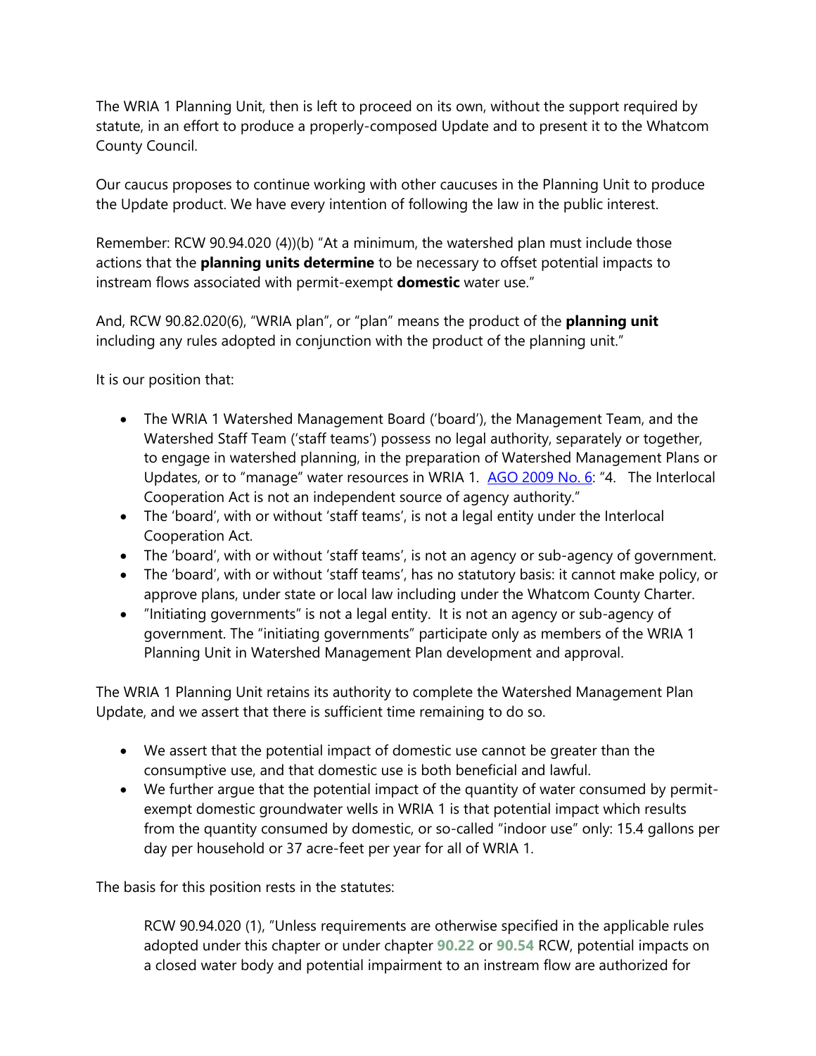The WRIA 1 Planning Unit, then is left to proceed on its own, without the support required by statute, in an effort to produce a properly-composed Update and to present it to the Whatcom County Council.

Our caucus proposes to continue working with other caucuses in the Planning Unit to produce the Update product. We have every intention of following the law in the public interest.

Remember: RCW 90.94.020 (4))(b) "At a minimum, the watershed plan must include those actions that the **planning units determine** to be necessary to offset potential impacts to instream flows associated with permit-exempt **domestic** water use."

And, RCW 90.82.020(6), "WRIA plan", or "plan" means the product of the **planning unit** including any rules adopted in conjunction with the product of the planning unit."

It is our position that:

- The WRIA 1 Watershed Management Board ('board'), the Management Team, and the Watershed Staff Team ('staff teams') possess no legal authority, separately or together, to engage in watershed planning, in the preparation of Watershed Management Plans or Updates, or to "manage" water resources in WRIA 1. [AGO 2009 No. 6](): "4. The Interlocal Cooperation Act is not an independent source of agency authority."
- The 'board', with or without 'staff teams', is not a legal entity under the Interlocal Cooperation Act.
- The 'board', with or without 'staff teams', is not an agency or sub-agency of government.
- The 'board', with or without 'staff teams', has no statutory basis: it cannot make policy, or approve plans, under state or local law including under the Whatcom County Charter.
- "Initiating governments" is not a legal entity. It is not an agency or sub-agency of government. The "initiating governments" participate only as members of the WRIA 1 Planning Unit in Watershed Management Plan development and approval.

The WRIA 1 Planning Unit retains its authority to complete the Watershed Management Plan Update, and we assert that there is sufficient time remaining to do so.

- We assert that the potential impact of domestic use cannot be greater than the consumptive use, and that domestic use is both beneficial and lawful.
- We further argue that the potential impact of the quantity of water consumed by permit-exempt domestic groundwater wells in WRIA 1 is that potential impact which results from the quantity consumed by domestic, or so-called "indoor use" only: 15.4 gallons per day per household or 37 acre-feet per year for all of WRIA 1.

The basis for this position rests in the statutes:

> RCW 90.94.020 (1), "Unless requirements are otherwise specified in the applicable rules adopted under this chapter or under chapter **90.22** or **90.54** RCW, potential impacts on a closed water body and potential impairment to an instream flow are authorized for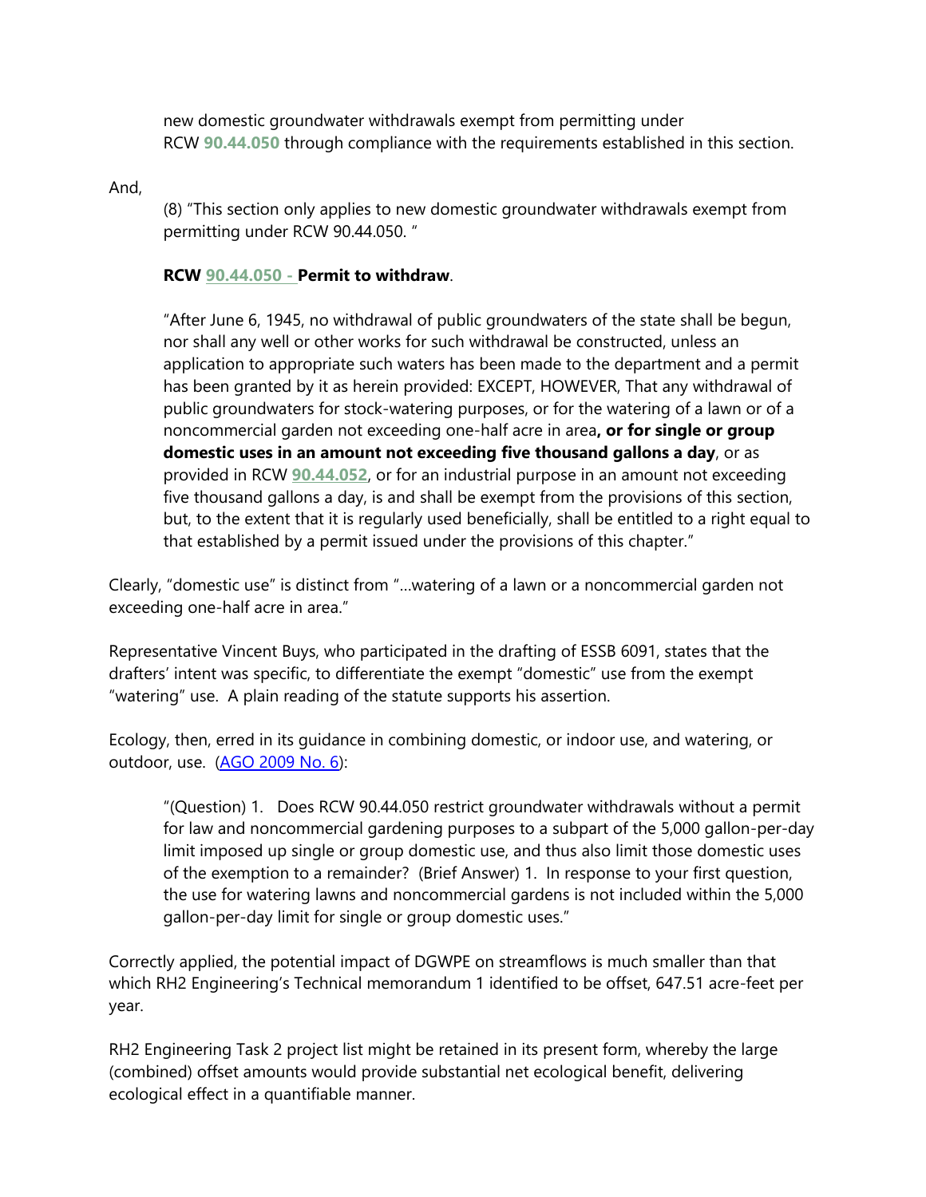new domestic groundwater withdrawals exempt from permitting under RCW **90.44.050** through compliance with the requirements established in this section.

And,

> (8) "This section only applies to new domestic groundwater withdrawals exempt from permitting under RCW 90.44.050. "
>
> **RCW 90.44.050 - Permit to withdraw**.
>
> "After June 6, 1945, no withdrawal of public groundwaters of the state shall be begun, nor shall any well or other works for such withdrawal be constructed, unless an application to appropriate such waters has been made to the department and a permit has been granted by it as herein provided: EXCEPT, HOWEVER, That any withdrawal of public groundwaters for stock-watering purposes, or for the watering of a lawn or of a noncommercial garden not exceeding one-half acre in area**, or for single or group domestic uses in an amount not exceeding five thousand gallons a day**, or as provided in RCW **90.44.052**, or for an industrial purpose in an amount not exceeding five thousand gallons a day, is and shall be exempt from the provisions of this section, but, to the extent that it is regularly used beneficially, shall be entitled to a right equal to that established by a permit issued under the provisions of this chapter."

Clearly, "domestic use" is distinct from "…watering of a lawn or a noncommercial garden not exceeding one-half acre in area."

Representative Vincent Buys, who participated in the drafting of ESSB 6091, states that the drafters' intent was specific, to differentiate the exempt "domestic" use from the exempt "watering" use. A plain reading of the statute supports his assertion.

Ecology, then, erred in its guidance in combining domestic, or indoor use, and watering, or outdoor, use. (AGO 2009 No. 6):

> "(Question) 1. Does RCW 90.44.050 restrict groundwater withdrawals without a permit for law and noncommercial gardening purposes to a subpart of the 5,000 gallon-per-day limit imposed up single or group domestic use, and thus also limit those domestic uses of the exemption to a remainder? (Brief Answer) 1. In response to your first question, the use for watering lawns and noncommercial gardens is not included within the 5,000 gallon-per-day limit for single or group domestic uses."

Correctly applied, the potential impact of DGWPE on streamflows is much smaller than that which RH2 Engineering's Technical memorandum 1 identified to be offset, 647.51 acre-feet per year.

RH2 Engineering Task 2 project list might be retained in its present form, whereby the large (combined) offset amounts would provide substantial net ecological benefit, delivering ecological effect in a quantifiable manner.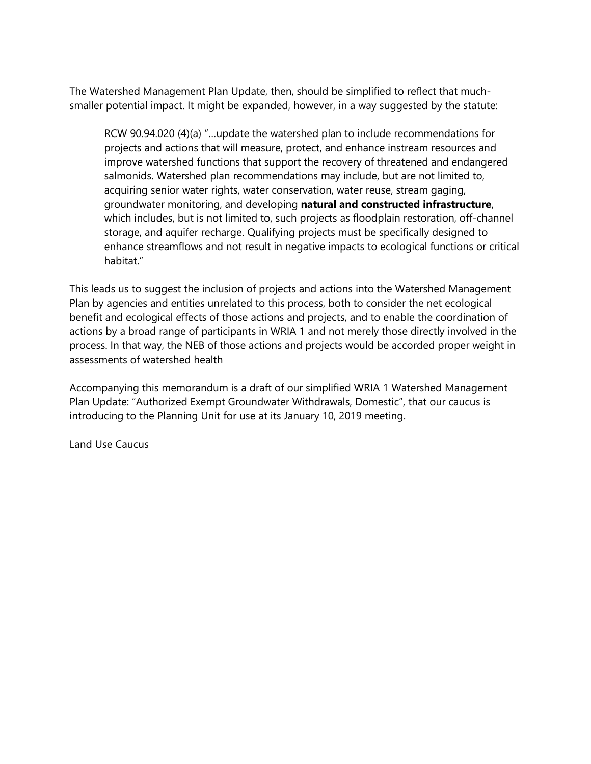The Watershed Management Plan Update, then, should be simplified to reflect that much-smaller potential impact. It might be expanded, however, in a way suggested by the statute:

> RCW 90.94.020 (4)(a) "…update the watershed plan to include recommendations for projects and actions that will measure, protect, and enhance instream resources and improve watershed functions that support the recovery of threatened and endangered salmonids. Watershed plan recommendations may include, but are not limited to, acquiring senior water rights, water conservation, water reuse, stream gaging, groundwater monitoring, and developing **natural and constructed infrastructure**, which includes, but is not limited to, such projects as floodplain restoration, off-channel storage, and aquifer recharge. Qualifying projects must be specifically designed to enhance streamflows and not result in negative impacts to ecological functions or critical habitat."

This leads us to suggest the inclusion of projects and actions into the Watershed Management Plan by agencies and entities unrelated to this process, both to consider the net ecological benefit and ecological effects of those actions and projects, and to enable the coordination of actions by a broad range of participants in WRIA 1 and not merely those directly involved in the process. In that way, the NEB of those actions and projects would be accorded proper weight in assessments of watershed health

Accompanying this memorandum is a draft of our simplified WRIA 1 Watershed Management Plan Update: "Authorized Exempt Groundwater Withdrawals, Domestic", that our caucus is introducing to the Planning Unit for use at its January 10, 2019 meeting.

Land Use Caucus